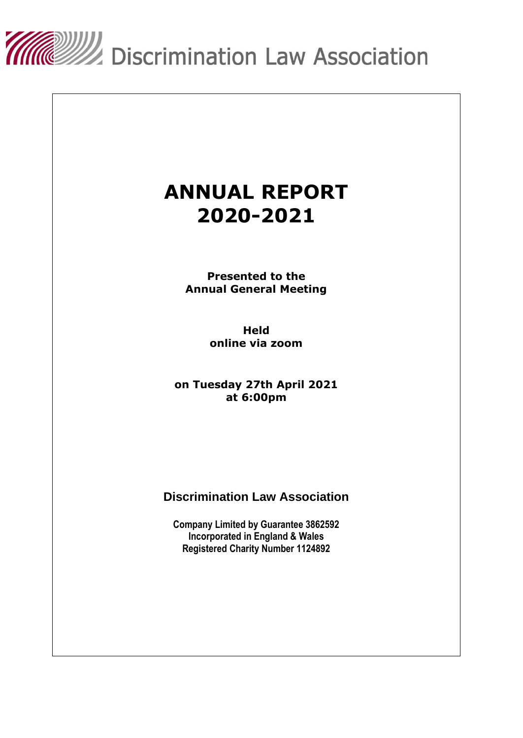Discrimination Law Association

# ANNUAL REPORT 2020-2021

**Presented to the Annual General Meeting**

**Held online via zoom**

**on Tuesday 27th April 2021 at 6:00pm**

## Discrimination Law Association

**Company Limited by Guarantee 3862592**
**Incorporated in England & Wales**
**Registered Charity Number 1124892**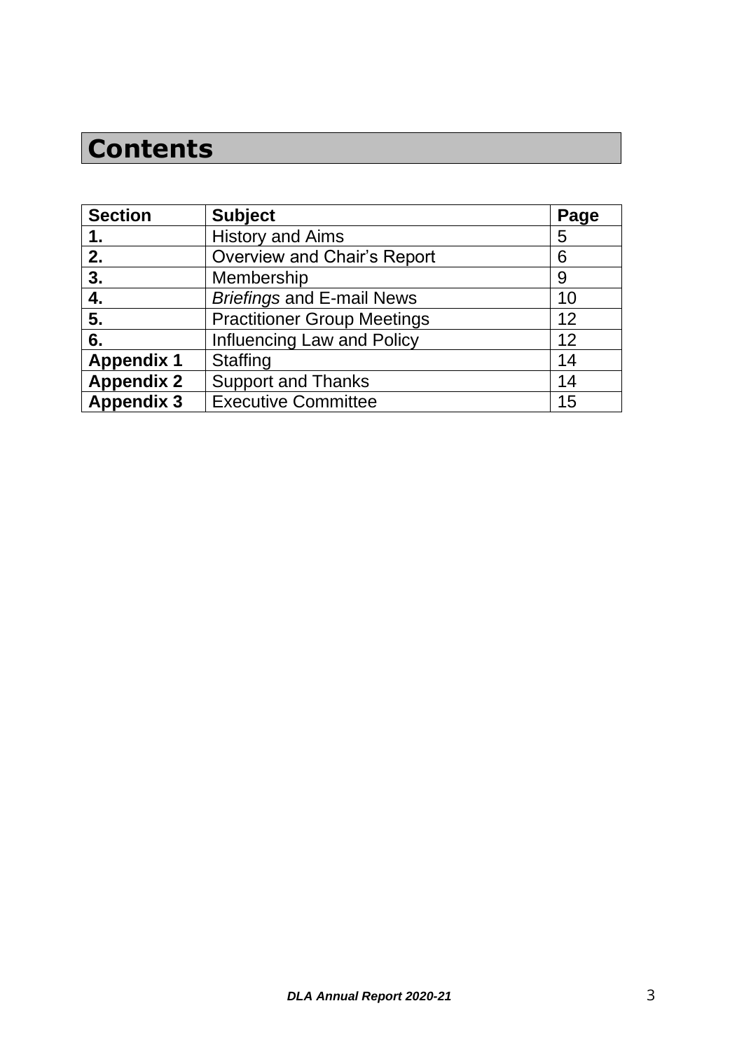# Contents

| Section | Subject | Page |
|---|---|---|
| **1.** | History and Aims | 5 |
| **2.** | Overview and Chair's Report | 6 |
| **3.** | Membership | 9 |
| **4.** | *Briefings* and E-mail News | 10 |
| **5.** | Practitioner Group Meetings | 12 |
| **6.** | Influencing Law and Policy | 12 |
| **Appendix 1** | Staffing | 14 |
| **Appendix 2** | Support and Thanks | 14 |
| **Appendix 3** | Executive Committee | 15 |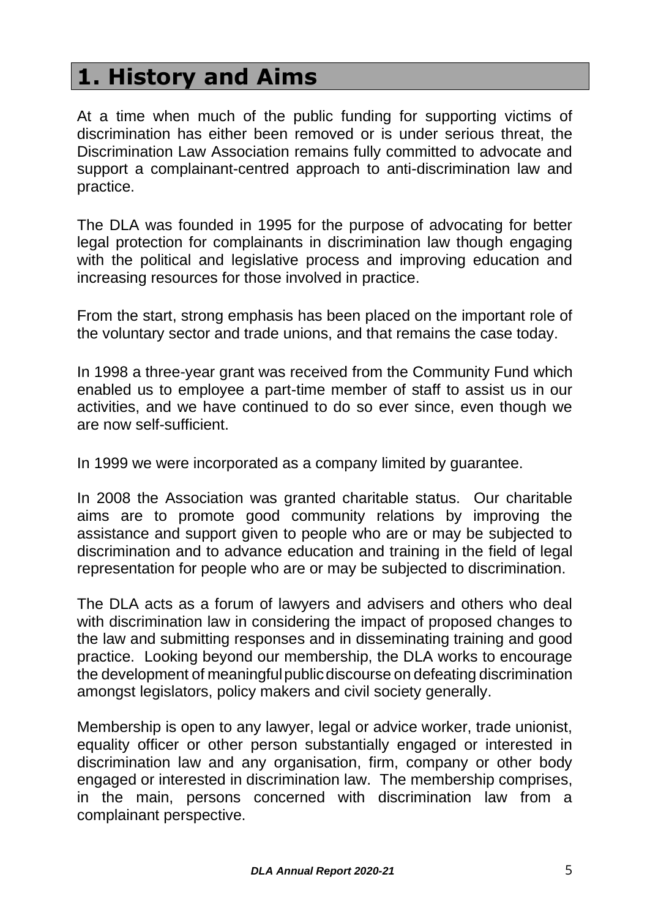# 1. History and Aims

At a time when much of the public funding for supporting victims of discrimination has either been removed or is under serious threat, the Discrimination Law Association remains fully committed to advocate and support a complainant-centred approach to anti-discrimination law and practice.

The DLA was founded in 1995 for the purpose of advocating for better legal protection for complainants in discrimination law though engaging with the political and legislative process and improving education and increasing resources for those involved in practice.

From the start, strong emphasis has been placed on the important role of the voluntary sector and trade unions, and that remains the case today.

In 1998 a three-year grant was received from the Community Fund which enabled us to employee a part-time member of staff to assist us in our activities, and we have continued to do so ever since, even though we are now self-sufficient.

In 1999 we were incorporated as a company limited by guarantee.

In 2008 the Association was granted charitable status. Our charitable aims are to promote good community relations by improving the assistance and support given to people who are or may be subjected to discrimination and to advance education and training in the field of legal representation for people who are or may be subjected to discrimination.

The DLA acts as a forum of lawyers and advisers and others who deal with discrimination law in considering the impact of proposed changes to the law and submitting responses and in disseminating training and good practice. Looking beyond our membership, the DLA works to encourage the development of meaningful public discourse on defeating discrimination amongst legislators, policy makers and civil society generally.

Membership is open to any lawyer, legal or advice worker, trade unionist, equality officer or other person substantially engaged or interested in discrimination law and any organisation, firm, company or other body engaged or interested in discrimination law. The membership comprises, in the main, persons concerned with discrimination law from a complainant perspective.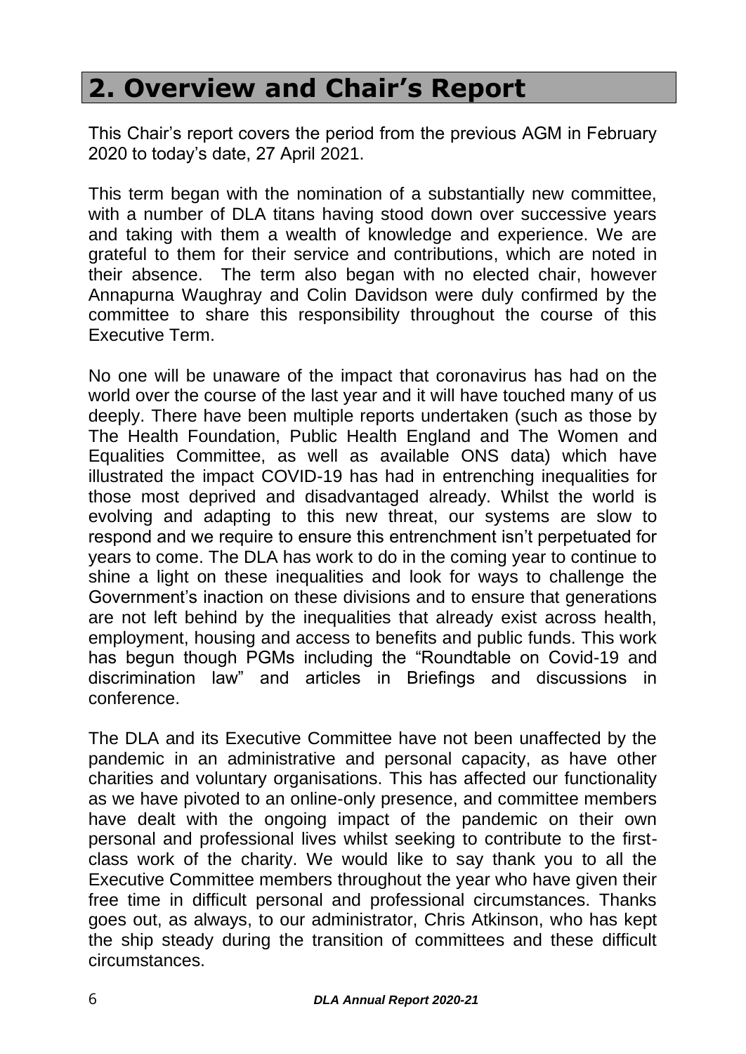# 2. Overview and Chair's Report

This Chair's report covers the period from the previous AGM in February 2020 to today's date, 27 April 2021.

This term began with the nomination of a substantially new committee, with a number of DLA titans having stood down over successive years and taking with them a wealth of knowledge and experience. We are grateful to them for their service and contributions, which are noted in their absence. The term also began with no elected chair, however Annapurna Waughray and Colin Davidson were duly confirmed by the committee to share this responsibility throughout the course of this Executive Term.

No one will be unaware of the impact that coronavirus has had on the world over the course of the last year and it will have touched many of us deeply. There have been multiple reports undertaken (such as those by The Health Foundation, Public Health England and The Women and Equalities Committee, as well as available ONS data) which have illustrated the impact COVID-19 has had in entrenching inequalities for those most deprived and disadvantaged already. Whilst the world is evolving and adapting to this new threat, our systems are slow to respond and we require to ensure this entrenchment isn't perpetuated for years to come. The DLA has work to do in the coming year to continue to shine a light on these inequalities and look for ways to challenge the Government's inaction on these divisions and to ensure that generations are not left behind by the inequalities that already exist across health, employment, housing and access to benefits and public funds. This work has begun though PGMs including the "Roundtable on Covid-19 and discrimination law" and articles in Briefings and discussions in conference.

The DLA and its Executive Committee have not been unaffected by the pandemic in an administrative and personal capacity, as have other charities and voluntary organisations. This has affected our functionality as we have pivoted to an online-only presence, and committee members have dealt with the ongoing impact of the pandemic on their own personal and professional lives whilst seeking to contribute to the first-class work of the charity. We would like to say thank you to all the Executive Committee members throughout the year who have given their free time in difficult personal and professional circumstances. Thanks goes out, as always, to our administrator, Chris Atkinson, who has kept the ship steady during the transition of committees and these difficult circumstances.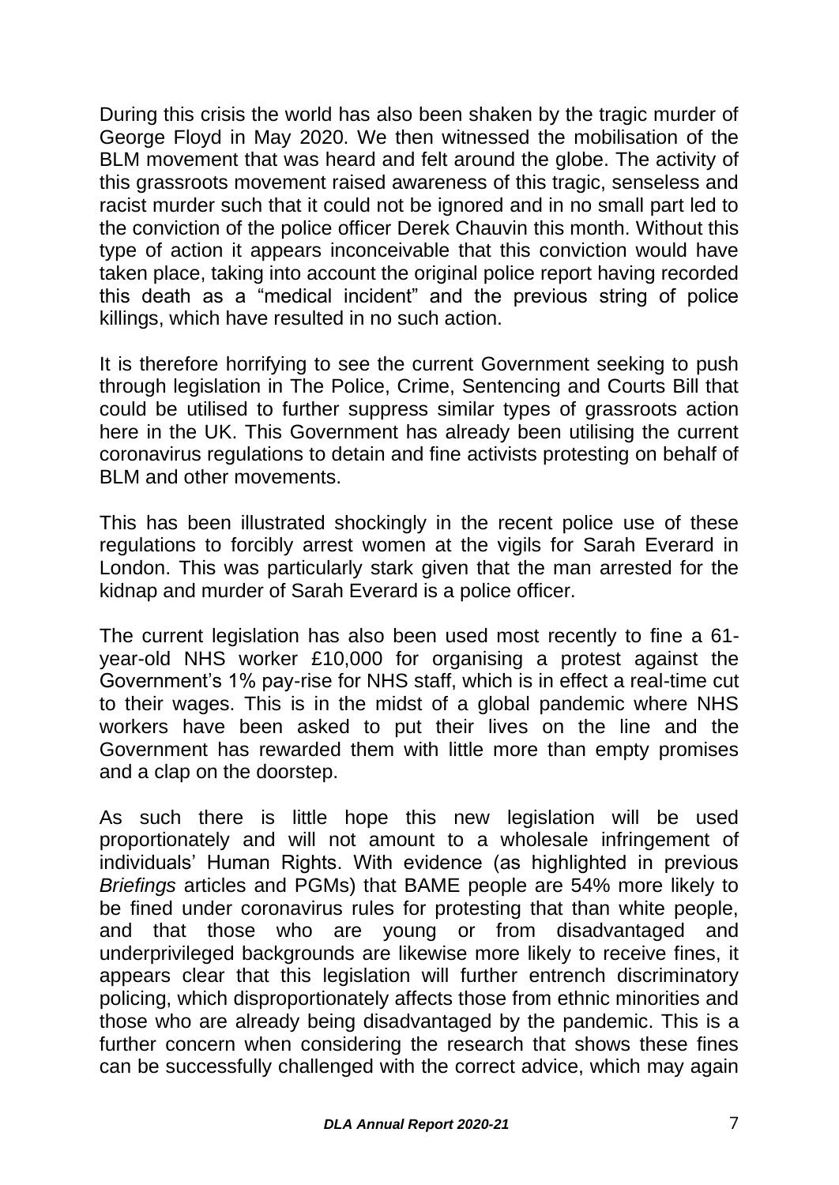During this crisis the world has also been shaken by the tragic murder of George Floyd in May 2020. We then witnessed the mobilisation of the BLM movement that was heard and felt around the globe. The activity of this grassroots movement raised awareness of this tragic, senseless and racist murder such that it could not be ignored and in no small part led to the conviction of the police officer Derek Chauvin this month. Without this type of action it appears inconceivable that this conviction would have taken place, taking into account the original police report having recorded this death as a "medical incident" and the previous string of police killings, which have resulted in no such action.

It is therefore horrifying to see the current Government seeking to push through legislation in The Police, Crime, Sentencing and Courts Bill that could be utilised to further suppress similar types of grassroots action here in the UK. This Government has already been utilising the current coronavirus regulations to detain and fine activists protesting on behalf of BLM and other movements.

This has been illustrated shockingly in the recent police use of these regulations to forcibly arrest women at the vigils for Sarah Everard in London. This was particularly stark given that the man arrested for the kidnap and murder of Sarah Everard is a police officer.

The current legislation has also been used most recently to fine a 61-year-old NHS worker £10,000 for organising a protest against the Government's 1% pay-rise for NHS staff, which is in effect a real-time cut to their wages. This is in the midst of a global pandemic where NHS workers have been asked to put their lives on the line and the Government has rewarded them with little more than empty promises and a clap on the doorstep.

As such there is little hope this new legislation will be used proportionately and will not amount to a wholesale infringement of individuals' Human Rights. With evidence (as highlighted in previous *Briefings* articles and PGMs) that BAME people are 54% more likely to be fined under coronavirus rules for protesting that than white people, and that those who are young or from disadvantaged and underprivileged backgrounds are likewise more likely to receive fines, it appears clear that this legislation will further entrench discriminatory policing, which disproportionately affects those from ethnic minorities and those who are already being disadvantaged by the pandemic. This is a further concern when considering the research that shows these fines can be successfully challenged with the correct advice, which may again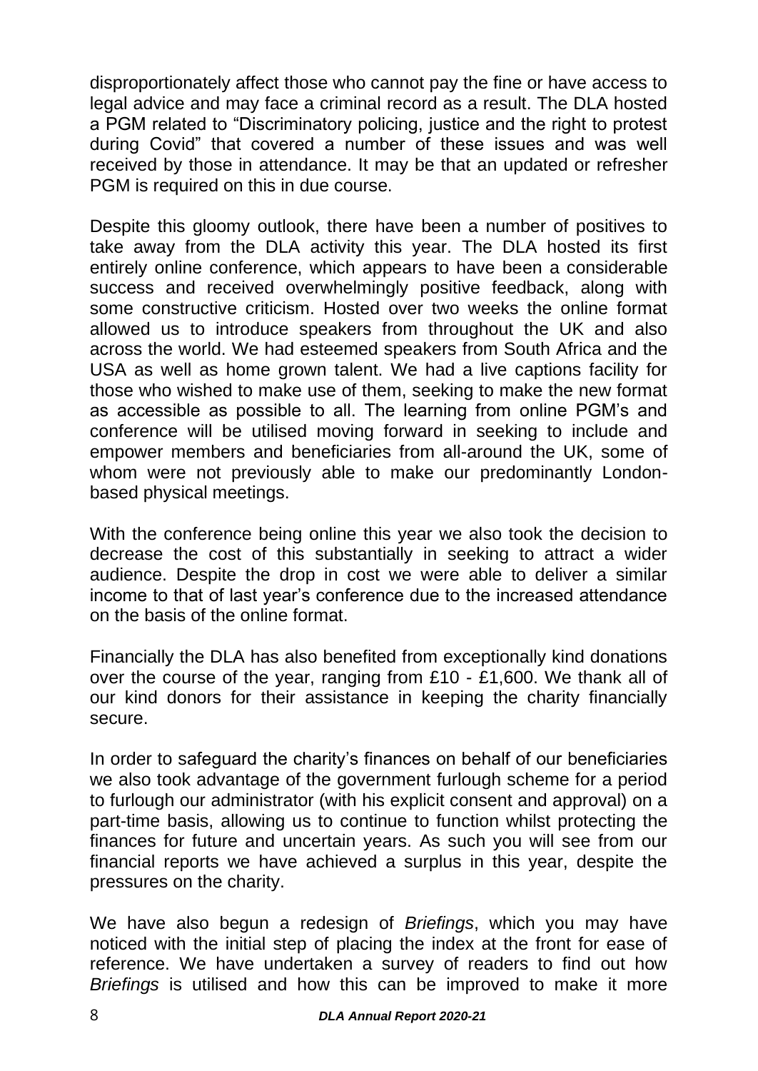disproportionately affect those who cannot pay the fine or have access to legal advice and may face a criminal record as a result. The DLA hosted a PGM related to "Discriminatory policing, justice and the right to protest during Covid" that covered a number of these issues and was well received by those in attendance. It may be that an updated or refresher PGM is required on this in due course.

Despite this gloomy outlook, there have been a number of positives to take away from the DLA activity this year. The DLA hosted its first entirely online conference, which appears to have been a considerable success and received overwhelmingly positive feedback, along with some constructive criticism. Hosted over two weeks the online format allowed us to introduce speakers from throughout the UK and also across the world. We had esteemed speakers from South Africa and the USA as well as home grown talent. We had a live captions facility for those who wished to make use of them, seeking to make the new format as accessible as possible to all. The learning from online PGM's and conference will be utilised moving forward in seeking to include and empower members and beneficiaries from all-around the UK, some of whom were not previously able to make our predominantly London-based physical meetings.

With the conference being online this year we also took the decision to decrease the cost of this substantially in seeking to attract a wider audience. Despite the drop in cost we were able to deliver a similar income to that of last year's conference due to the increased attendance on the basis of the online format.

Financially the DLA has also benefited from exceptionally kind donations over the course of the year, ranging from £10 - £1,600. We thank all of our kind donors for their assistance in keeping the charity financially secure.

In order to safeguard the charity's finances on behalf of our beneficiaries we also took advantage of the government furlough scheme for a period to furlough our administrator (with his explicit consent and approval) on a part-time basis, allowing us to continue to function whilst protecting the finances for future and uncertain years. As such you will see from our financial reports we have achieved a surplus in this year, despite the pressures on the charity.

We have also begun a redesign of *Briefings*, which you may have noticed with the initial step of placing the index at the front for ease of reference. We have undertaken a survey of readers to find out how *Briefings* is utilised and how this can be improved to make it more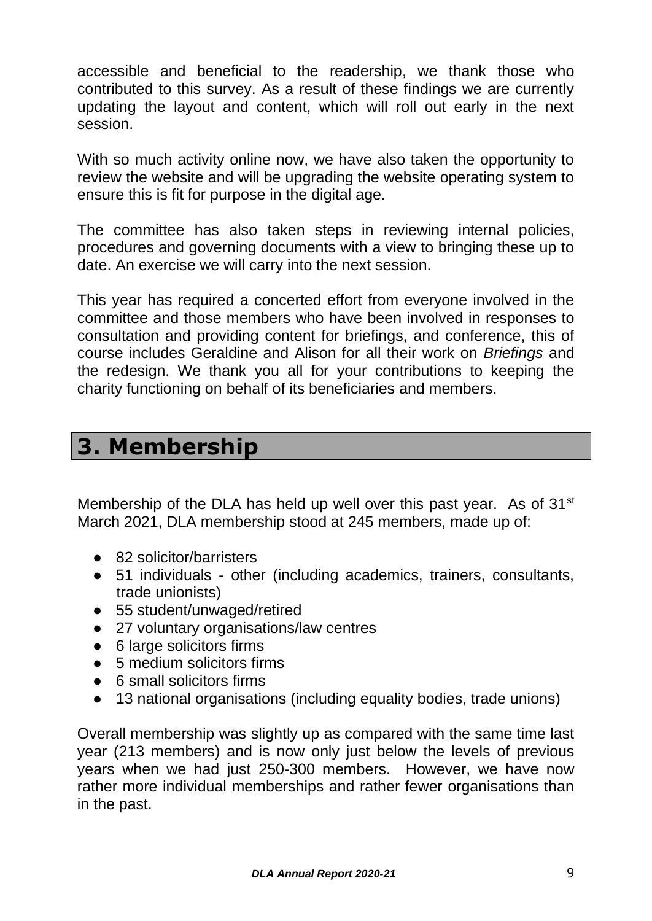accessible and beneficial to the readership, we thank those who contributed to this survey. As a result of these findings we are currently updating the layout and content, which will roll out early in the next session.

With so much activity online now, we have also taken the opportunity to review the website and will be upgrading the website operating system to ensure this is fit for purpose in the digital age.

The committee has also taken steps in reviewing internal policies, procedures and governing documents with a view to bringing these up to date. An exercise we will carry into the next session.

This year has required a concerted effort from everyone involved in the committee and those members who have been involved in responses to consultation and providing content for briefings, and conference, this of course includes Geraldine and Alison for all their work on *Briefings* and the redesign. We thank you all for your contributions to keeping the charity functioning on behalf of its beneficiaries and members.

# 3. Membership

Membership of the DLA has held up well over this past year. As of 31st March 2021, DLA membership stood at 245 members, made up of:

- 82 solicitor/barristers
- 51 individuals - other (including academics, trainers, consultants, trade unionists)
- 55 student/unwaged/retired
- 27 voluntary organisations/law centres
- 6 large solicitors firms
- 5 medium solicitors firms
- 6 small solicitors firms
- 13 national organisations (including equality bodies, trade unions)

Overall membership was slightly up as compared with the same time last year (213 members) and is now only just below the levels of previous years when we had just 250-300 members. However, we have now rather more individual memberships and rather fewer organisations than in the past.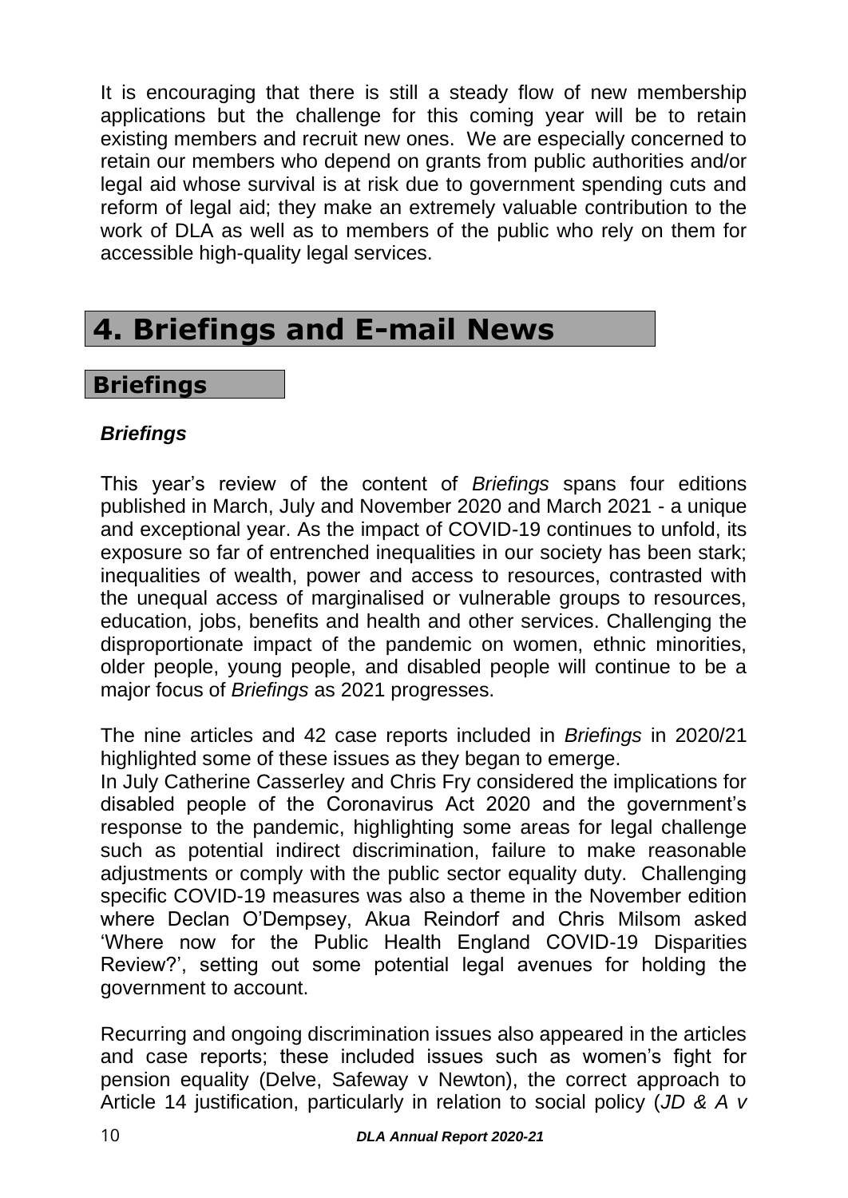It is encouraging that there is still a steady flow of new membership applications but the challenge for this coming year will be to retain existing members and recruit new ones. We are especially concerned to retain our members who depend on grants from public authorities and/or legal aid whose survival is at risk due to government spending cuts and reform of legal aid; they make an extremely valuable contribution to the work of DLA as well as to members of the public who rely on them for accessible high-quality legal services.

# 4. Briefings and E-mail News

## Briefings

### *Briefings*

This year's review of the content of *Briefings* spans four editions published in March, July and November 2020 and March 2021 - a unique and exceptional year. As the impact of COVID-19 continues to unfold, its exposure so far of entrenched inequalities in our society has been stark; inequalities of wealth, power and access to resources, contrasted with the unequal access of marginalised or vulnerable groups to resources, education, jobs, benefits and health and other services. Challenging the disproportionate impact of the pandemic on women, ethnic minorities, older people, young people, and disabled people will continue to be a major focus of *Briefings* as 2021 progresses.

The nine articles and 42 case reports included in *Briefings* in 2020/21 highlighted some of these issues as they began to emerge.
In July Catherine Casserley and Chris Fry considered the implications for disabled people of the Coronavirus Act 2020 and the government's response to the pandemic, highlighting some areas for legal challenge such as potential indirect discrimination, failure to make reasonable adjustments or comply with the public sector equality duty. Challenging specific COVID-19 measures was also a theme in the November edition where Declan O'Dempsey, Akua Reindorf and Chris Milsom asked 'Where now for the Public Health England COVID-19 Disparities Review?', setting out some potential legal avenues for holding the government to account.

Recurring and ongoing discrimination issues also appeared in the articles and case reports; these included issues such as women's fight for pension equality (Delve, Safeway v Newton), the correct approach to Article 14 justification, particularly in relation to social policy (*JD & A v*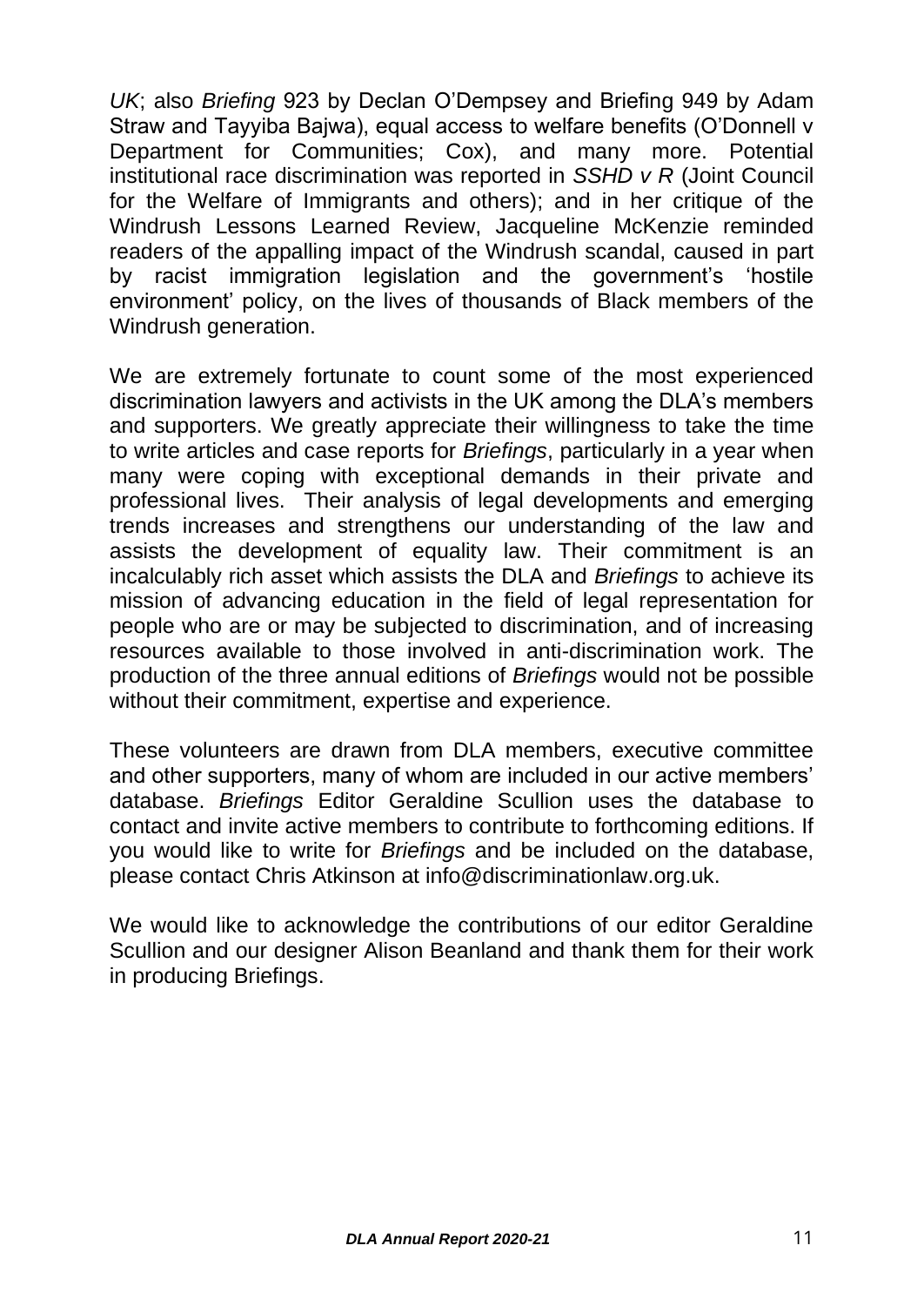*UK*; also *Briefing* 923 by Declan O'Dempsey and Briefing 949 by Adam Straw and Tayyiba Bajwa), equal access to welfare benefits (O'Donnell v Department for Communities; Cox), and many more. Potential institutional race discrimination was reported in *SSHD v R* (Joint Council for the Welfare of Immigrants and others); and in her critique of the Windrush Lessons Learned Review, Jacqueline McKenzie reminded readers of the appalling impact of the Windrush scandal, caused in part by racist immigration legislation and the government's 'hostile environment' policy, on the lives of thousands of Black members of the Windrush generation.

We are extremely fortunate to count some of the most experienced discrimination lawyers and activists in the UK among the DLA's members and supporters. We greatly appreciate their willingness to take the time to write articles and case reports for *Briefings*, particularly in a year when many were coping with exceptional demands in their private and professional lives. Their analysis of legal developments and emerging trends increases and strengthens our understanding of the law and assists the development of equality law. Their commitment is an incalculably rich asset which assists the DLA and *Briefings* to achieve its mission of advancing education in the field of legal representation for people who are or may be subjected to discrimination, and of increasing resources available to those involved in anti-discrimination work. The production of the three annual editions of *Briefings* would not be possible without their commitment, expertise and experience.

These volunteers are drawn from DLA members, executive committee and other supporters, many of whom are included in our active members' database. *Briefings* Editor Geraldine Scullion uses the database to contact and invite active members to contribute to forthcoming editions. If you would like to write for *Briefings* and be included on the database, please contact Chris Atkinson at info@discriminationlaw.org.uk.

We would like to acknowledge the contributions of our editor Geraldine Scullion and our designer Alison Beanland and thank them for their work in producing Briefings.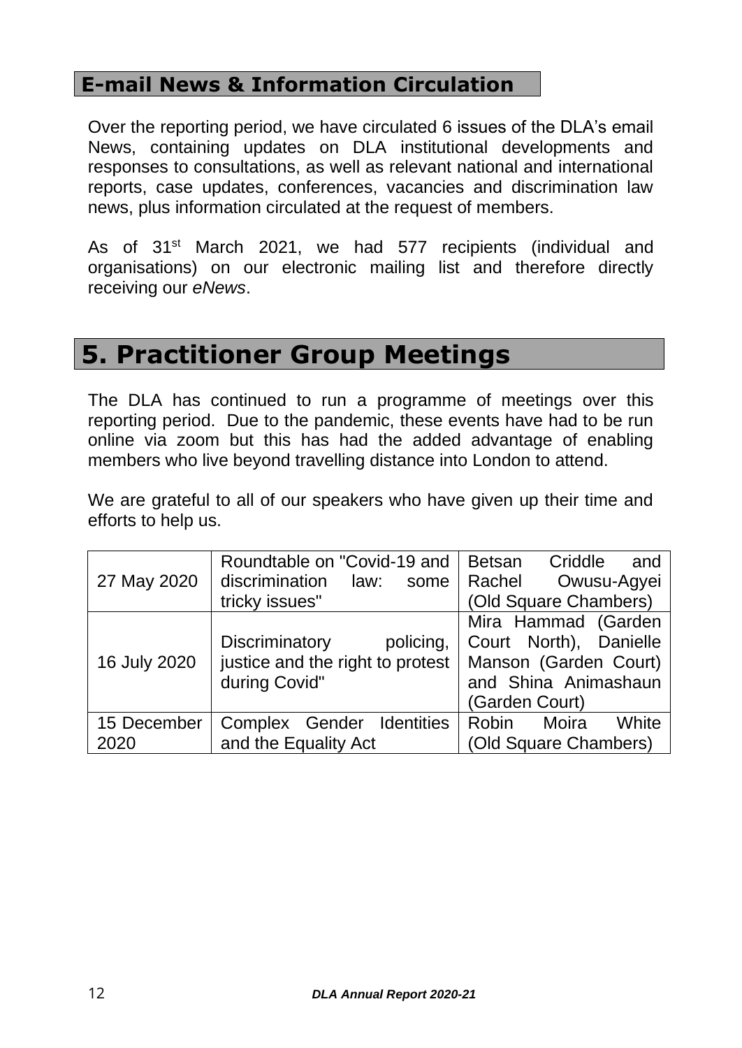## E-mail News & Information Circulation

Over the reporting period, we have circulated 6 issues of the DLA's email News, containing updates on DLA institutional developments and responses to consultations, as well as relevant national and international reports, case updates, conferences, vacancies and discrimination law news, plus information circulated at the request of members.

As of 31st March 2021, we had 577 recipients (individual and organisations) on our electronic mailing list and therefore directly receiving our *eNews*.

# 5. Practitioner Group Meetings

The DLA has continued to run a programme of meetings over this reporting period. Due to the pandemic, these events have had to be run online via zoom but this has had the added advantage of enabling members who live beyond travelling distance into London to attend.

We are grateful to all of our speakers who have given up their time and efforts to help us.

| | | |
|---|---|---|
| 27 May 2020 | Roundtable on "Covid-19 and discrimination law: some tricky issues" | Betsan Criddle and Rachel Owusu-Agyei (Old Square Chambers) |
| 16 July 2020 | Discriminatory policing, justice and the right to protest during Covid" | Mira Hammad (Garden Court North), Danielle Manson (Garden Court) and Shina Animashaun (Garden Court) |
| 15 December 2020 | Complex Gender Identities and the Equality Act | Robin Moira White (Old Square Chambers) |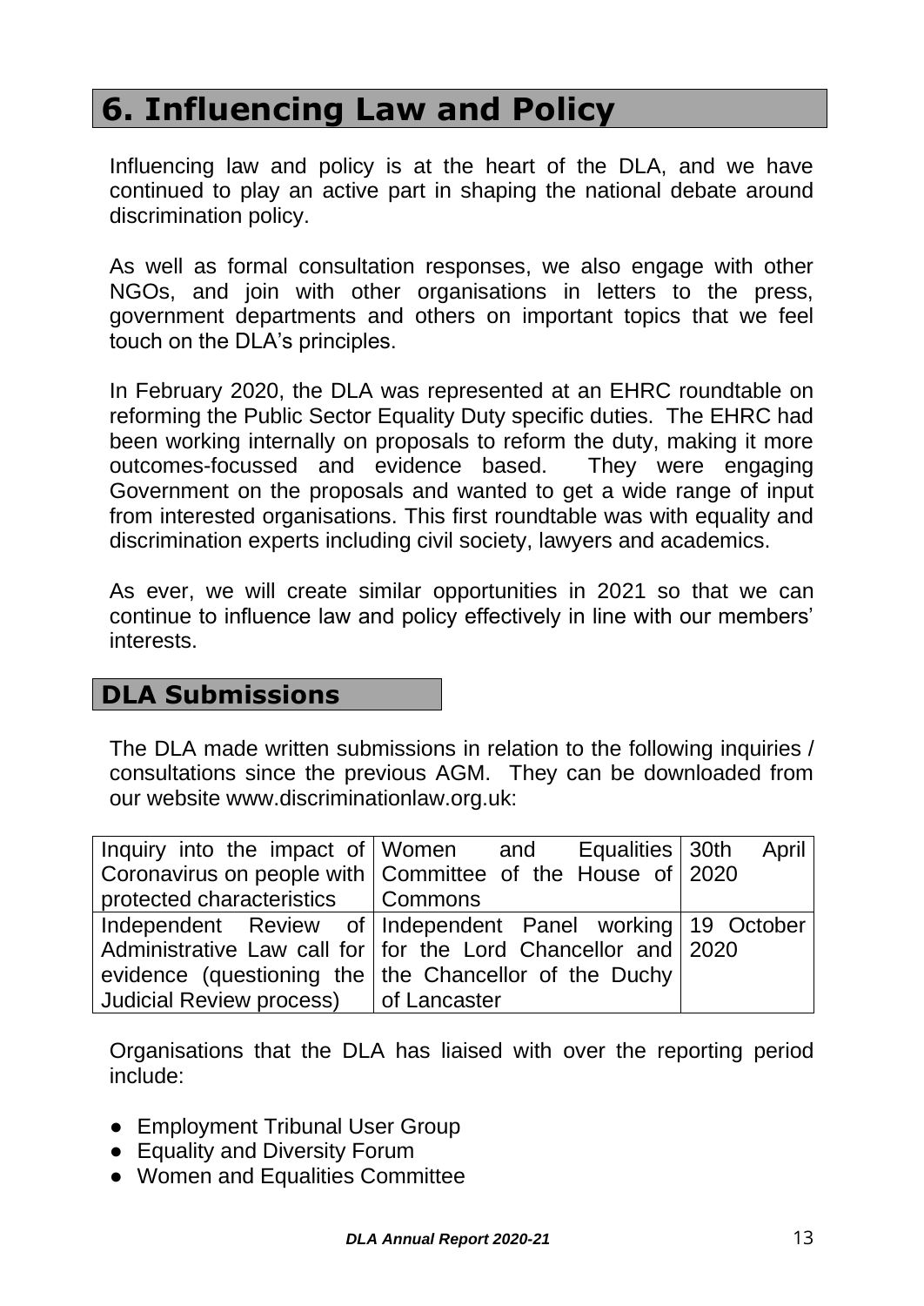# 6. Influencing Law and Policy

Influencing law and policy is at the heart of the DLA, and we have continued to play an active part in shaping the national debate around discrimination policy.

As well as formal consultation responses, we also engage with other NGOs, and join with other organisations in letters to the press, government departments and others on important topics that we feel touch on the DLA's principles.

In February 2020, the DLA was represented at an EHRC roundtable on reforming the Public Sector Equality Duty specific duties. The EHRC had been working internally on proposals to reform the duty, making it more outcomes-focussed and evidence based. They were engaging Government on the proposals and wanted to get a wide range of input from interested organisations. This first roundtable was with equality and discrimination experts including civil society, lawyers and academics.

As ever, we will create similar opportunities in 2021 so that we can continue to influence law and policy effectively in line with our members' interests.

## DLA Submissions

The DLA made written submissions in relation to the following inquiries / consultations since the previous AGM. They can be downloaded from our website www.discriminationlaw.org.uk:

| | | |
|---|---|---|
| Inquiry into the impact of Coronavirus on people with protected characteristics | Women and Equalities Committee of the House of Commons | 30th April 2020 |
| Independent Review of Administrative Law call for evidence (questioning the Judicial Review process) | Independent Panel working for the Lord Chancellor and the Chancellor of the Duchy of Lancaster | 19 October 2020 |

Organisations that the DLA has liaised with over the reporting period include:

- Employment Tribunal User Group
- Equality and Diversity Forum
- Women and Equalities Committee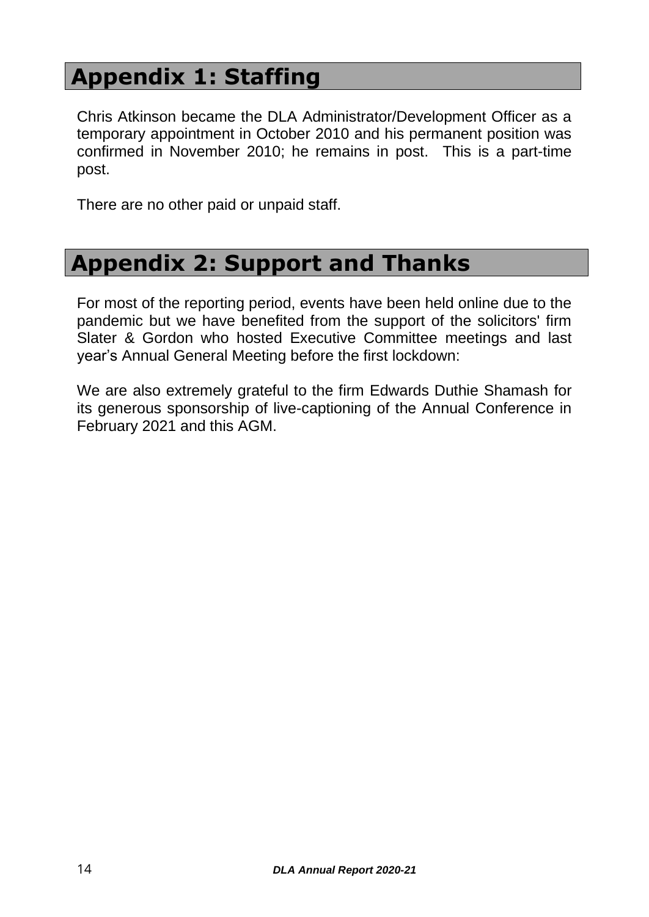# Appendix 1: Staffing

Chris Atkinson became the DLA Administrator/Development Officer as a temporary appointment in October 2010 and his permanent position was confirmed in November 2010; he remains in post. This is a part-time post.

There are no other paid or unpaid staff.

# Appendix 2: Support and Thanks

For most of the reporting period, events have been held online due to the pandemic but we have benefited from the support of the solicitors' firm Slater & Gordon who hosted Executive Committee meetings and last year's Annual General Meeting before the first lockdown:

We are also extremely grateful to the firm Edwards Duthie Shamash for its generous sponsorship of live-captioning of the Annual Conference in February 2021 and this AGM.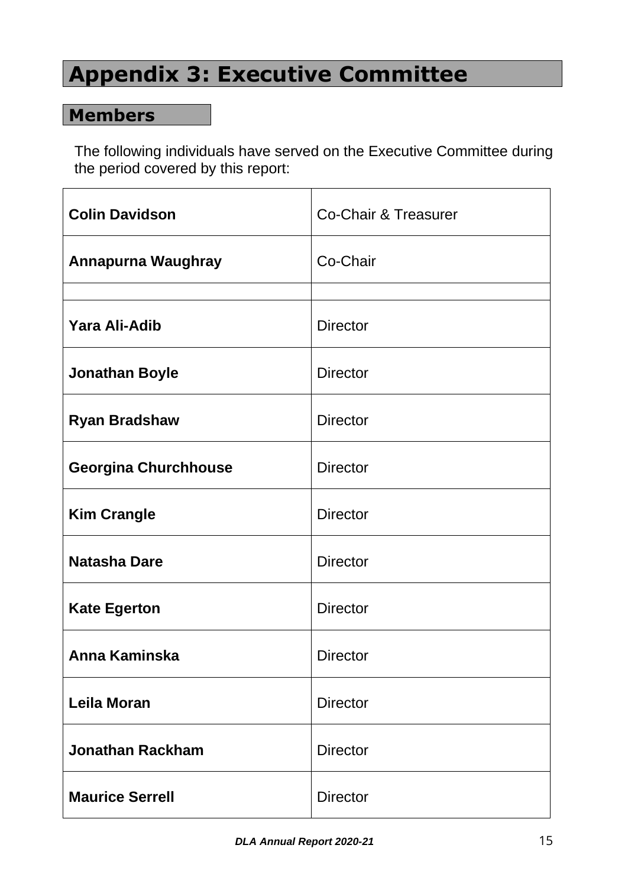# Appendix 3: Executive Committee

## Members

The following individuals have served on the Executive Committee during the period covered by this report:

| | |
|---|---|
| **Colin Davidson** | Co-Chair & Treasurer |
| **Annapurna Waughray** | Co-Chair |
| | |
| **Yara Ali-Adib** | Director |
| **Jonathan Boyle** | Director |
| **Ryan Bradshaw** | Director |
| **Georgina Churchhouse** | Director |
| **Kim Crangle** | Director |
| **Natasha Dare** | Director |
| **Kate Egerton** | Director |
| **Anna Kaminska** | Director |
| **Leila Moran** | Director |
| **Jonathan Rackham** | Director |
| **Maurice Serrell** | Director |